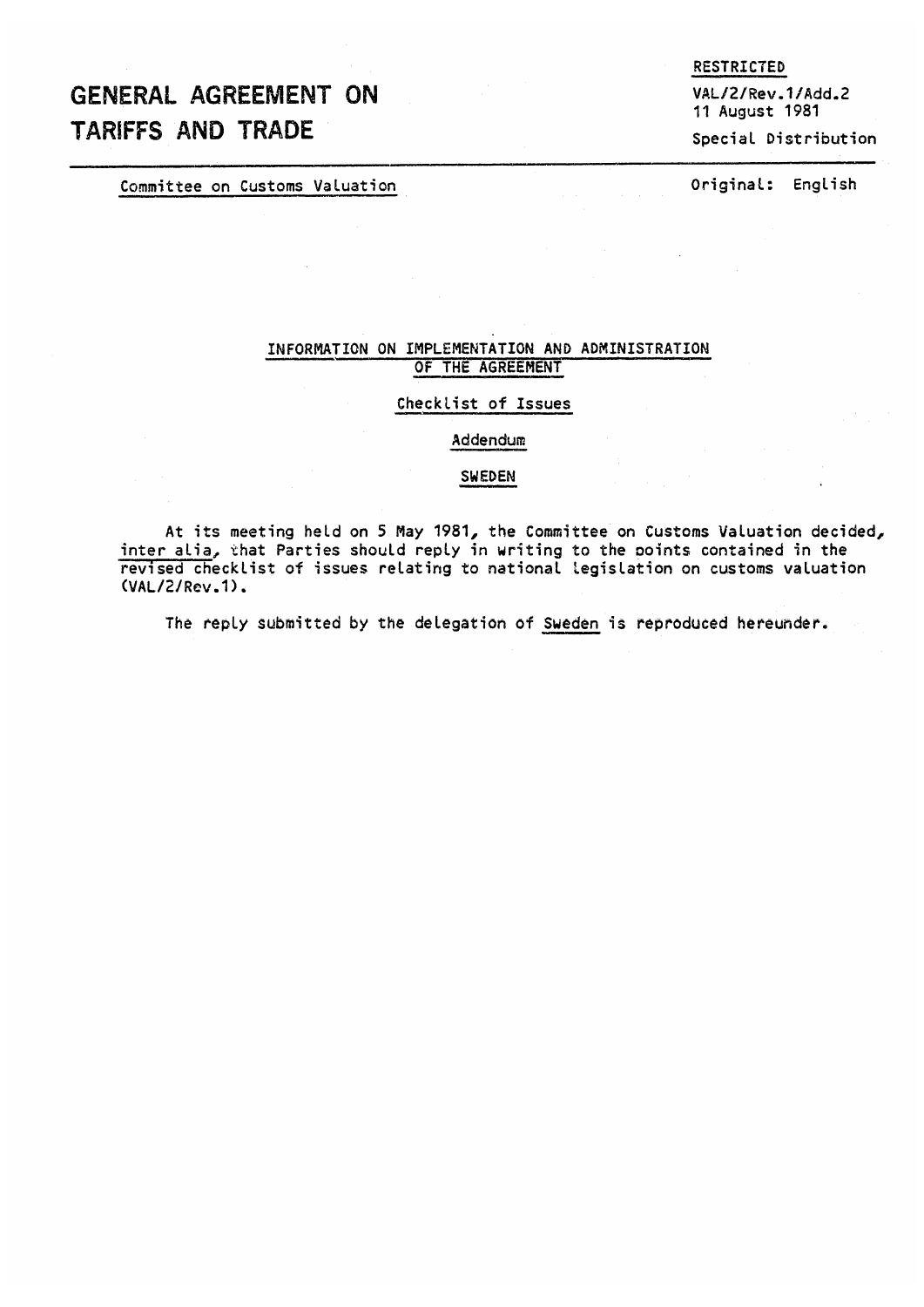# GENERAL AGREEMENT ON TARIFFS AND TRADE

RESTRICTED

VAL/2/Rev.1/Add.2
11 August 1981

Special Distribution

Committee on Customs Valuation

Original: English

## INFORMATION ON IMPLEMENTATION AND ADMINISTRATION OF THE AGREEMENT

### Checklist of Issues

### Addendum

### SWEDEN

At its meeting held on 5 May 1981, the Committee on Customs Valuation decided, *inter alia*, that Parties should reply in writing to the points contained in the revised checklist of issues relating to national legislation on customs valuation (VAL/2/Rev.1).

The reply submitted by the delegation of Sweden is reproduced hereunder.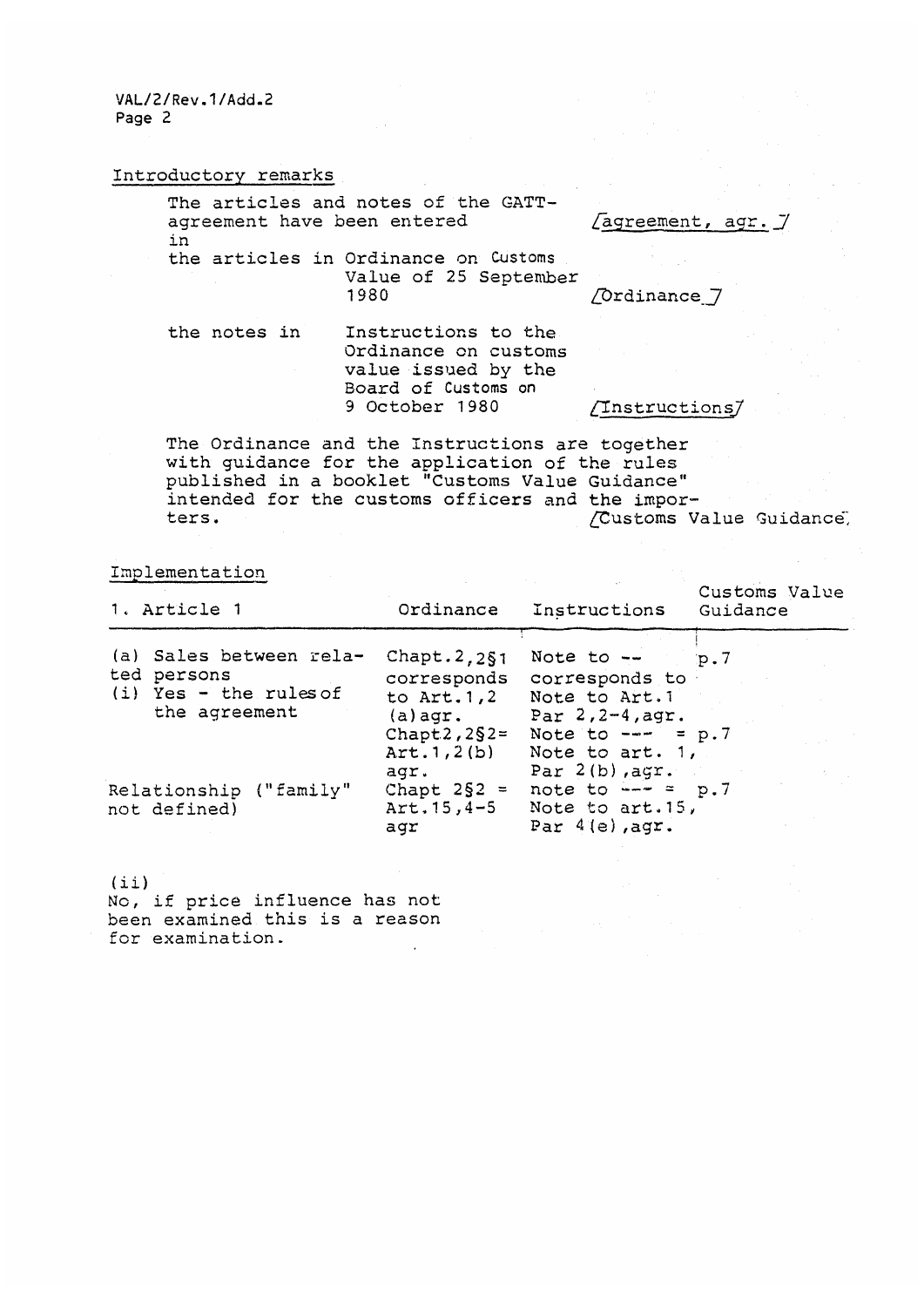## Introductory remarks

The articles and notes of the GATT-agreement have been entered in [agreement, agr.]

the articles in Ordinance on Customs Value of 25 September 1980 [Ordinance]

the notes in Instructions to the Ordinance on customs value issued by the Board of Customs on 9 October 1980 [Instructions]

The Ordinance and the Instructions are together with guidance for the application of the rules published in a booklet "Customs Value Guidance" intended for the customs officers and the importers. [Customs Value Guidance]

## Implementation

| 1. Article 1 | Ordinance | Instructions | Customs Value Guidance |
|---|---|---|---|
| (a) Sales between related persons<br>(i) Yes - the rules of the agreement | Chapt.2,2§1 corresponds to Art.1,2 (a)agr. | Note to -- corresponds to Note to Art.1 Par 2,2-4,agr. | p.7 |
| | Chapt2,2§2= Art.1,2(b) agr. | Note to --- = Note to art. 1, Par 2(b),agr. | p.7 |
| Relationship ("family" not defined) | Chapt 2§2 = Art.15,4-5 agr | note to --- = Note to art.15, Par 4(e),agr. | p.7 |

(ii)
No, if price influence has not been examined this is a reason for examination.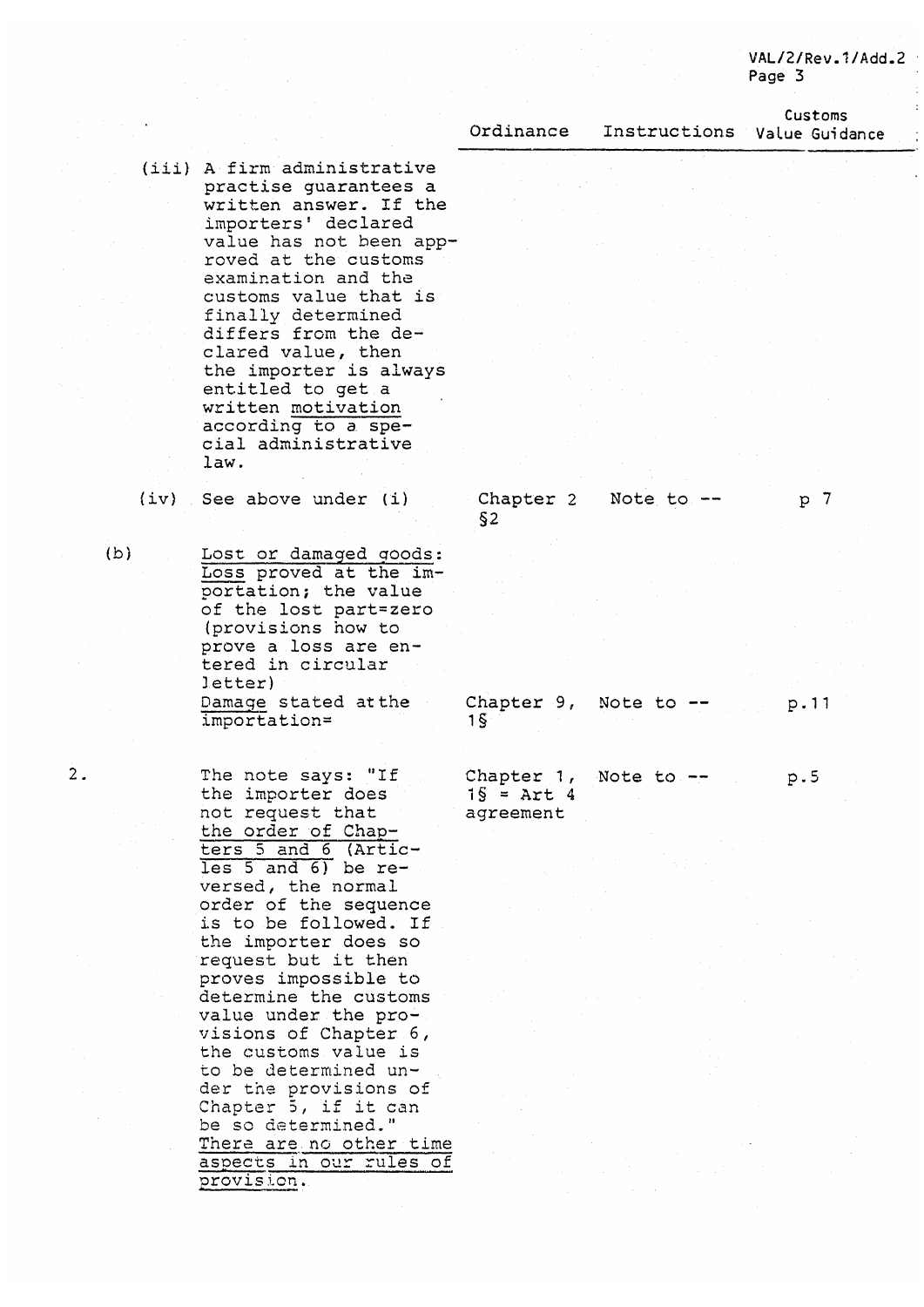| | | | Ordinance | Instructions | Customs Value Guidance |
|---|---|---|---|---|---|
| | (iii) | A firm administrative practise guarantees a written answer. If the importers' declared value has not been approved at the customs examination and the customs value that is finally determined differs from the declared value, then the importer is always entitled to get a written motivation according to a special administrative law. | | | |
| | (iv) | See above under (i) | Chapter 2 §2 | Note to -- | p 7 |
| (b) | | Lost or damaged goods: Loss proved at the importation; the value of the lost part=zero (provisions how to prove a loss are entered in circular letter) | | | |
| | | Damage stated at the importation= | Chapter 9, 1§ | Note to -- | p.11 |
| 2. | | The note says: "If the importer does not request that the order of Chapters 5 and 6 (Articles 5 and 6) be reversed, the normal order of the sequence is to be followed. If the importer does so request but it then proves impossible to determine the customs value under the provisions of Chapter 6, the customs value is to be determined under the provisions of Chapter 5, if it can be so determined." There are no other time aspects in our rules of provision. | Chapter 1, 1§ = Art 4 agreement | Note to -- | p.5 |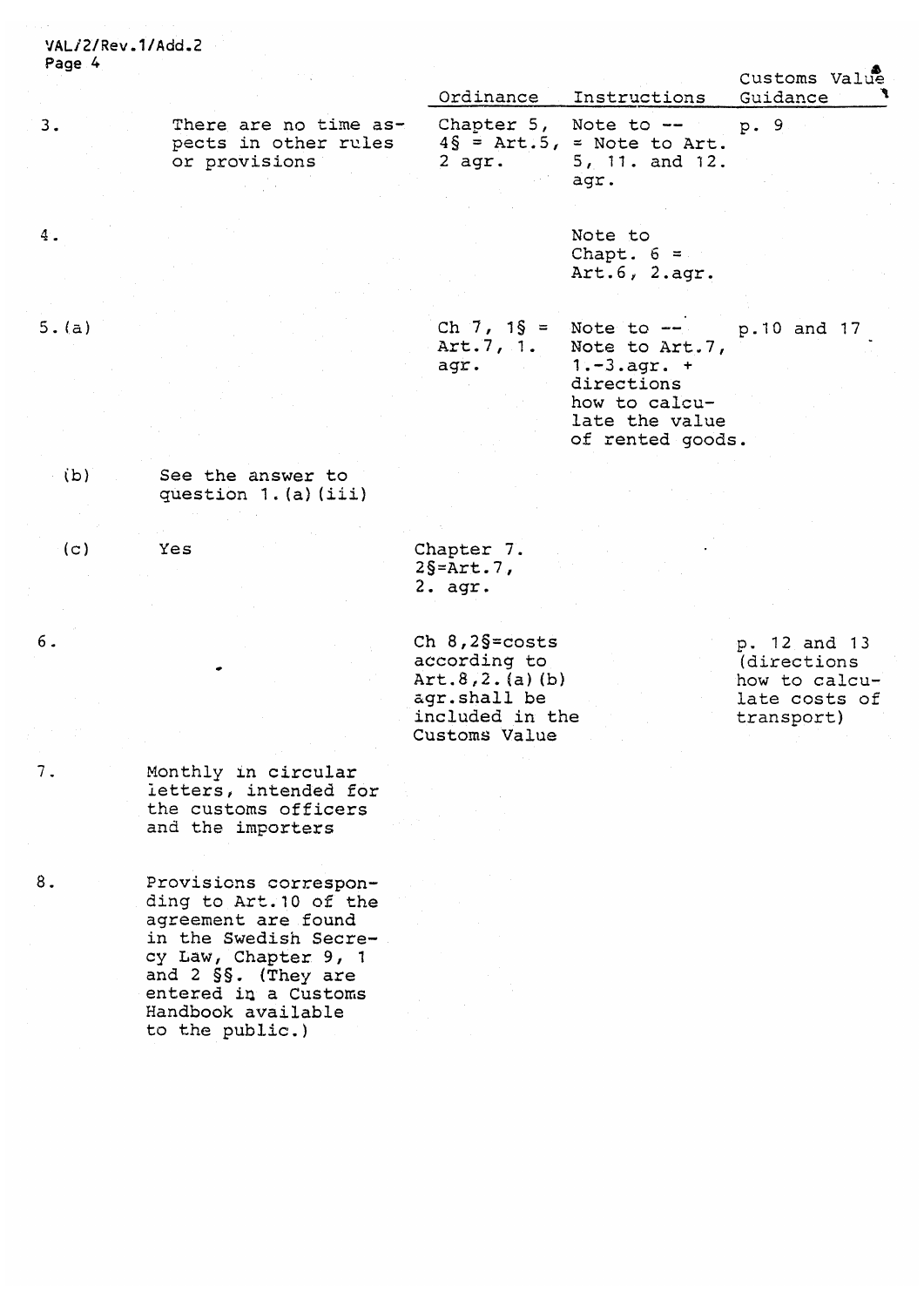| | | Ordinance | Instructions | Customs Value Guidance |
|---|---|---|---|---|
| 3. | There are no time aspects in other rules or provisions | Chapter 5, 4§ = Art.5, 2 agr. | Note to -- = Note to Art. 5, 11. and 12. agr. | p. 9 |
| 4. | | | Note to Chapt. 6 = Art.6, 2.agr. | |
| 5.(a) | | Ch 7, 1§ = Art.7, 1. agr. | Note to -- Note to Art.7, 1.-3.agr. + directions how to calculate the value of rented goods. | p.10 and 17 |
| (b) | See the answer to question 1.(a)(iii) | | | |
| (c) | Yes | Chapter 7. 2§=Art.7, 2. agr. | | |
| 6. | | Ch 8,2§=costs according to Art.8,2.(a)(b) agr.shall be included in the Customs Value | | p. 12 and 13 (directions how to calculate costs of transport) |
| 7. | Monthly in circular letters, intended for the customs officers and the importers | | | |
| 8. | Provisions corresponding to Art.10 of the agreement are found in the Swedish Secrecy Law, Chapter 9, 1 and 2 §§. (They are entered in a Customs Handbook available to the public.) | | | |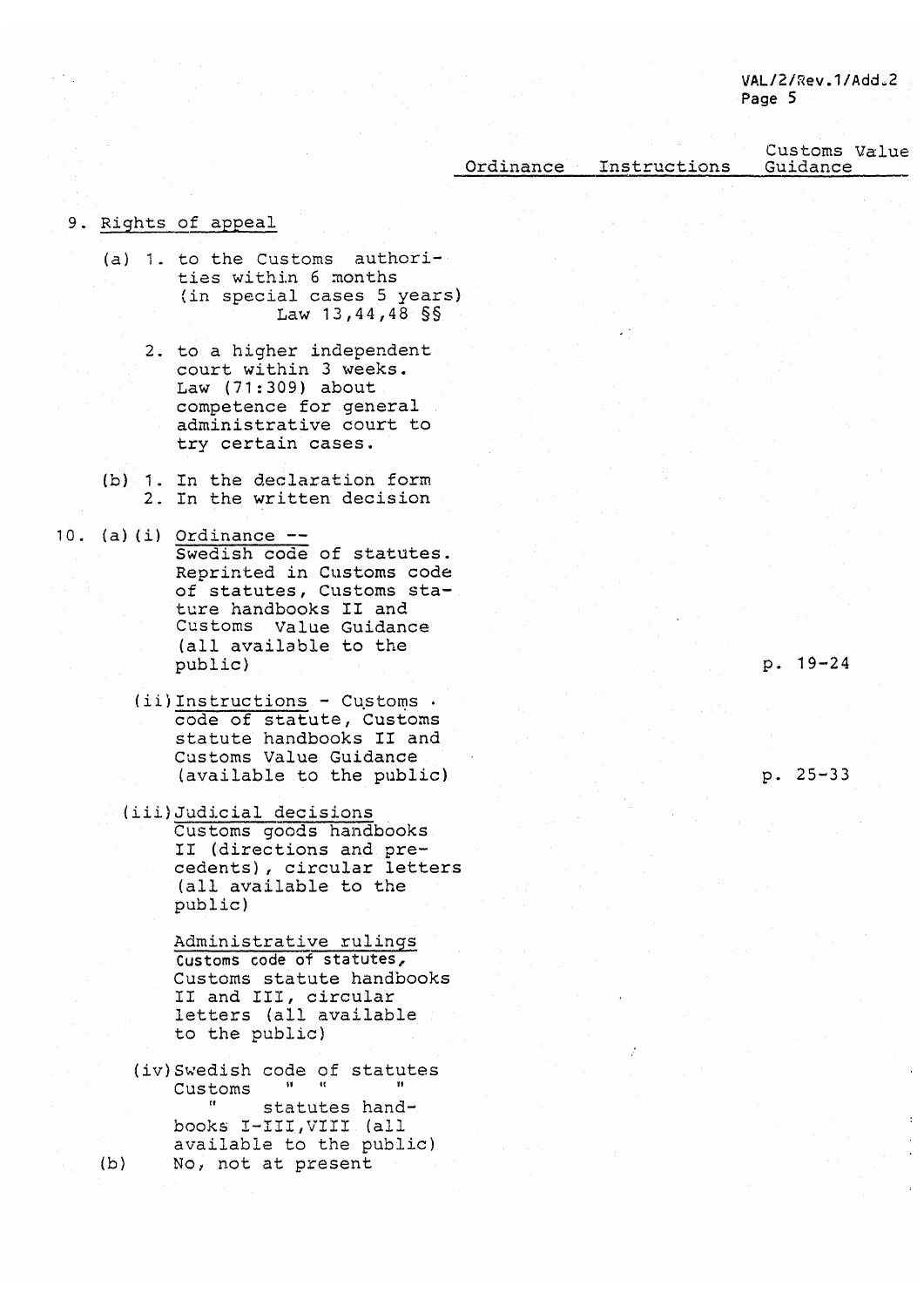| | Ordinance | Instructions | Customs Value Guidance |
|---|---|---|---|
| 9. Rights of appeal | | | |
| (a) 1. to the Customs authorities within 6 months (in special cases 5 years) Law 13,44,48 §§ | | | |
| 2. to a higher independent court within 3 weeks. Law (71:309) about competence for general administrative court to try certain cases. | | | |
| (b) 1. In the declaration form<br>2. In the written decision | | | |
| 10. (a) (i) Ordinance -- Swedish code of statutes. Reprinted in Customs code of statutes, Customs stature handbooks II and Customs Value Guidance (all available to the public) | | | p. 19-24 |
| (ii) Instructions - Customs code of statute, Customs statute handbooks II and Customs Value Guidance (available to the public) | | | p. 25-33 |
| (iii) Judicial decisions<br>Customs goods handbooks II (directions and precedents), circular letters (all available to the public)<br><br>Administrative rulings<br>Customs code of statutes, Customs statute handbooks II and III, circular letters (all available to the public) | | | |
| (iv) Swedish code of statutes<br>Customs " "<br>" statutes handbooks I-III, VIII (all available to the public) | | | |
| (b) No, not at present | | | |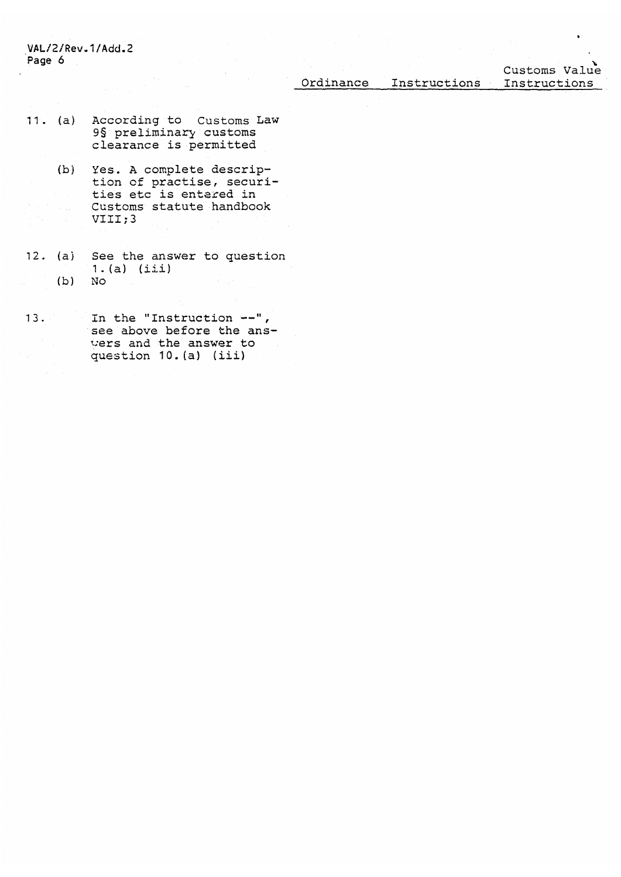| | Ordinance | Instructions | Customs Value Instructions |
|---|---|---|---|
| 11. (a) According to Customs Law 9§ preliminary customs clearance is permitted | | | |
| (b) Yes. A complete description of practise, securities etc is entered in Customs statute handbook VIII;3 | | | |
| 12. (a) See the answer to question 1.(a) (iii) | | | |
| (b) No | | | |
| 13. In the "Instruction --", see above before the answers and the answer to question 10.(a) (iii) | | | |